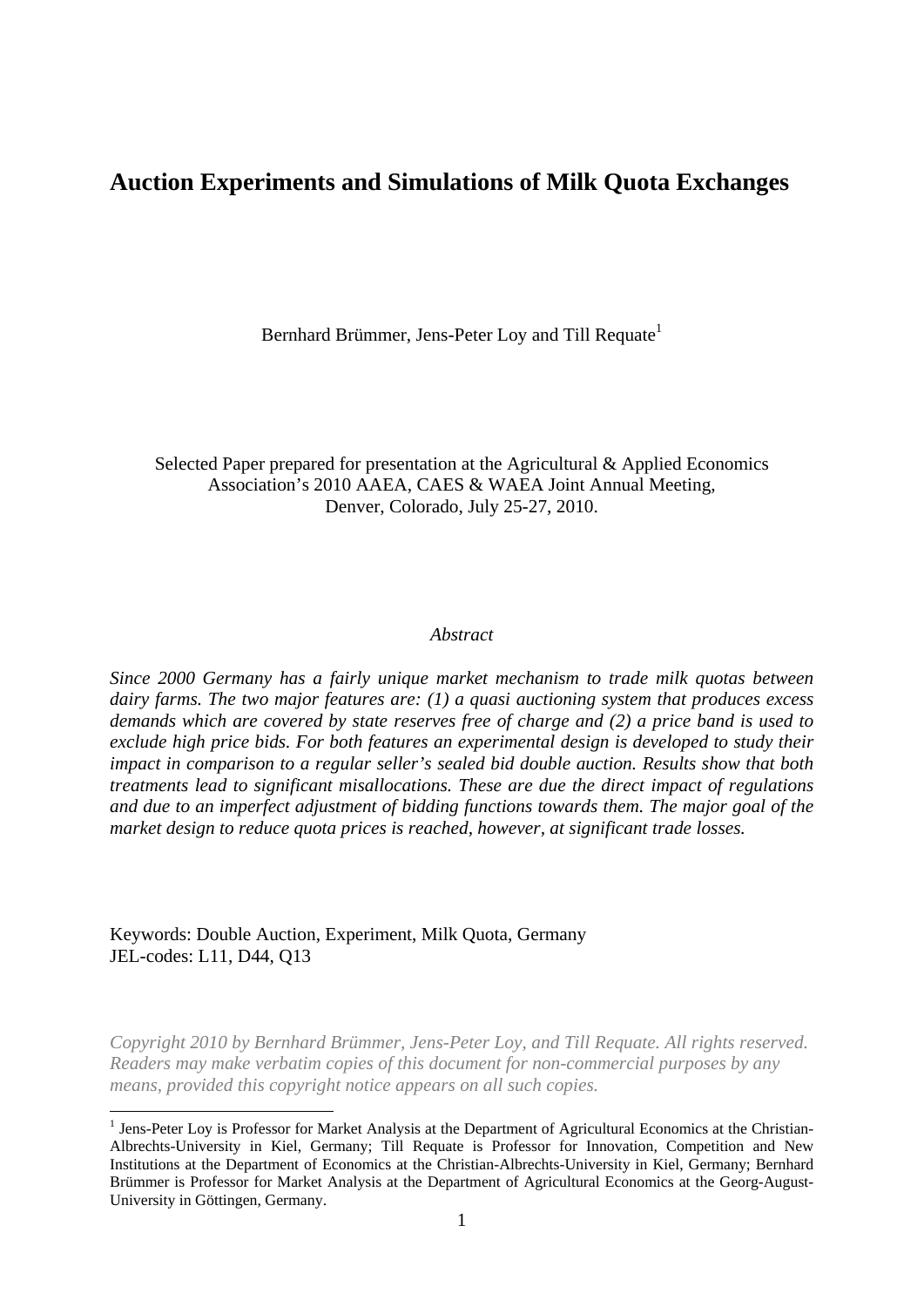# Auction Experiments and Simulations of Milk Quota Exchanges

Bernhard Brümmer, Jens-Peter Loy and Till Requate[1]

Selected Paper prepared for presentation at the Agricultural & Applied Economics Association's 2010 AAEA, CAES & WAEA Joint Annual Meeting, Denver, Colorado, July 25-27, 2010.

*Abstract*

*Since 2000 Germany has a fairly unique market mechanism to trade milk quotas between dairy farms. The two major features are: (1) a quasi auctioning system that produces excess demands which are covered by state reserves free of charge and (2) a price band is used to exclude high price bids. For both features an experimental design is developed to study their impact in comparison to a regular seller's sealed bid double auction. Results show that both treatments lead to significant misallocations. These are due the direct impact of regulations and due to an imperfect adjustment of bidding functions towards them. The major goal of the market design to reduce quota prices is reached, however, at significant trade losses.*

Keywords: Double Auction, Experiment, Milk Quota, Germany
JEL-codes: L11, D44, Q13

*Copyright 2010 by Bernhard Brümmer, Jens-Peter Loy, and Till Requate. All rights reserved. Readers may make verbatim copies of this document for non-commercial purposes by any means, provided this copyright notice appears on all such copies.*

[1] Jens-Peter Loy is Professor for Market Analysis at the Department of Agricultural Economics at the Christian-Albrechts-University in Kiel, Germany; Till Requate is Professor for Innovation, Competition and New Institutions at the Department of Economics at the Christian-Albrechts-University in Kiel, Germany; Bernhard Brümmer is Professor for Market Analysis at the Department of Agricultural Economics at the Georg-August-University in Göttingen, Germany.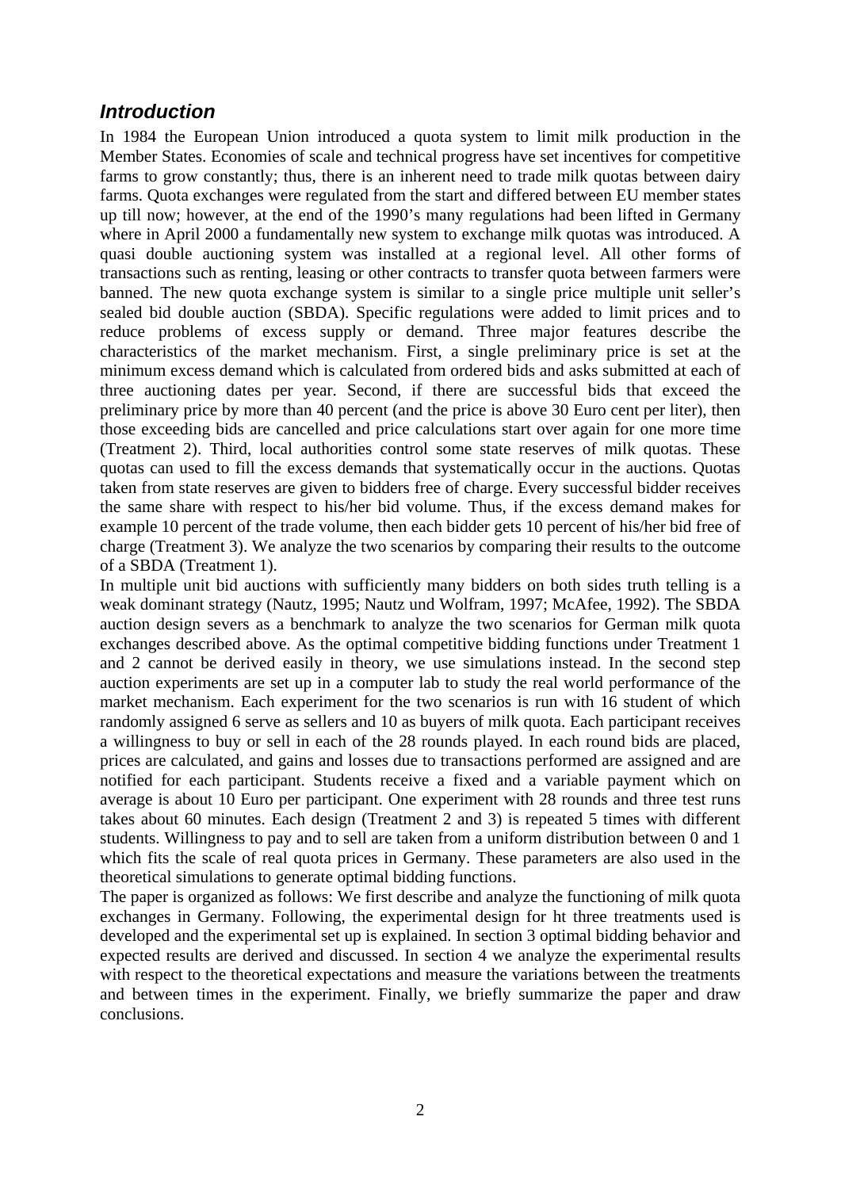## *Introduction*

In 1984 the European Union introduced a quota system to limit milk production in the Member States. Economies of scale and technical progress have set incentives for competitive farms to grow constantly; thus, there is an inherent need to trade milk quotas between dairy farms. Quota exchanges were regulated from the start and differed between EU member states up till now; however, at the end of the 1990's many regulations had been lifted in Germany where in April 2000 a fundamentally new system to exchange milk quotas was introduced. A quasi double auctioning system was installed at a regional level. All other forms of transactions such as renting, leasing or other contracts to transfer quota between farmers were banned. The new quota exchange system is similar to a single price multiple unit seller's sealed bid double auction (SBDA). Specific regulations were added to limit prices and to reduce problems of excess supply or demand. Three major features describe the characteristics of the market mechanism. First, a single preliminary price is set at the minimum excess demand which is calculated from ordered bids and asks submitted at each of three auctioning dates per year. Second, if there are successful bids that exceed the preliminary price by more than 40 percent (and the price is above 30 Euro cent per liter), then those exceeding bids are cancelled and price calculations start over again for one more time (Treatment 2). Third, local authorities control some state reserves of milk quotas. These quotas can used to fill the excess demands that systematically occur in the auctions. Quotas taken from state reserves are given to bidders free of charge. Every successful bidder receives the same share with respect to his/her bid volume. Thus, if the excess demand makes for example 10 percent of the trade volume, then each bidder gets 10 percent of his/her bid free of charge (Treatment 3). We analyze the two scenarios by comparing their results to the outcome of a SBDA (Treatment 1).

In multiple unit bid auctions with sufficiently many bidders on both sides truth telling is a weak dominant strategy (Nautz, 1995; Nautz und Wolfram, 1997; McAfee, 1992). The SBDA auction design severs as a benchmark to analyze the two scenarios for German milk quota exchanges described above. As the optimal competitive bidding functions under Treatment 1 and 2 cannot be derived easily in theory, we use simulations instead. In the second step auction experiments are set up in a computer lab to study the real world performance of the market mechanism. Each experiment for the two scenarios is run with 16 student of which randomly assigned 6 serve as sellers and 10 as buyers of milk quota. Each participant receives a willingness to buy or sell in each of the 28 rounds played. In each round bids are placed, prices are calculated, and gains and losses due to transactions performed are assigned and are notified for each participant. Students receive a fixed and a variable payment which on average is about 10 Euro per participant. One experiment with 28 rounds and three test runs takes about 60 minutes. Each design (Treatment 2 and 3) is repeated 5 times with different students. Willingness to pay and to sell are taken from a uniform distribution between 0 and 1 which fits the scale of real quota prices in Germany. These parameters are also used in the theoretical simulations to generate optimal bidding functions.

The paper is organized as follows: We first describe and analyze the functioning of milk quota exchanges in Germany. Following, the experimental design for ht three treatments used is developed and the experimental set up is explained. In section 3 optimal bidding behavior and expected results are derived and discussed. In section 4 we analyze the experimental results with respect to the theoretical expectations and measure the variations between the treatments and between times in the experiment. Finally, we briefly summarize the paper and draw conclusions.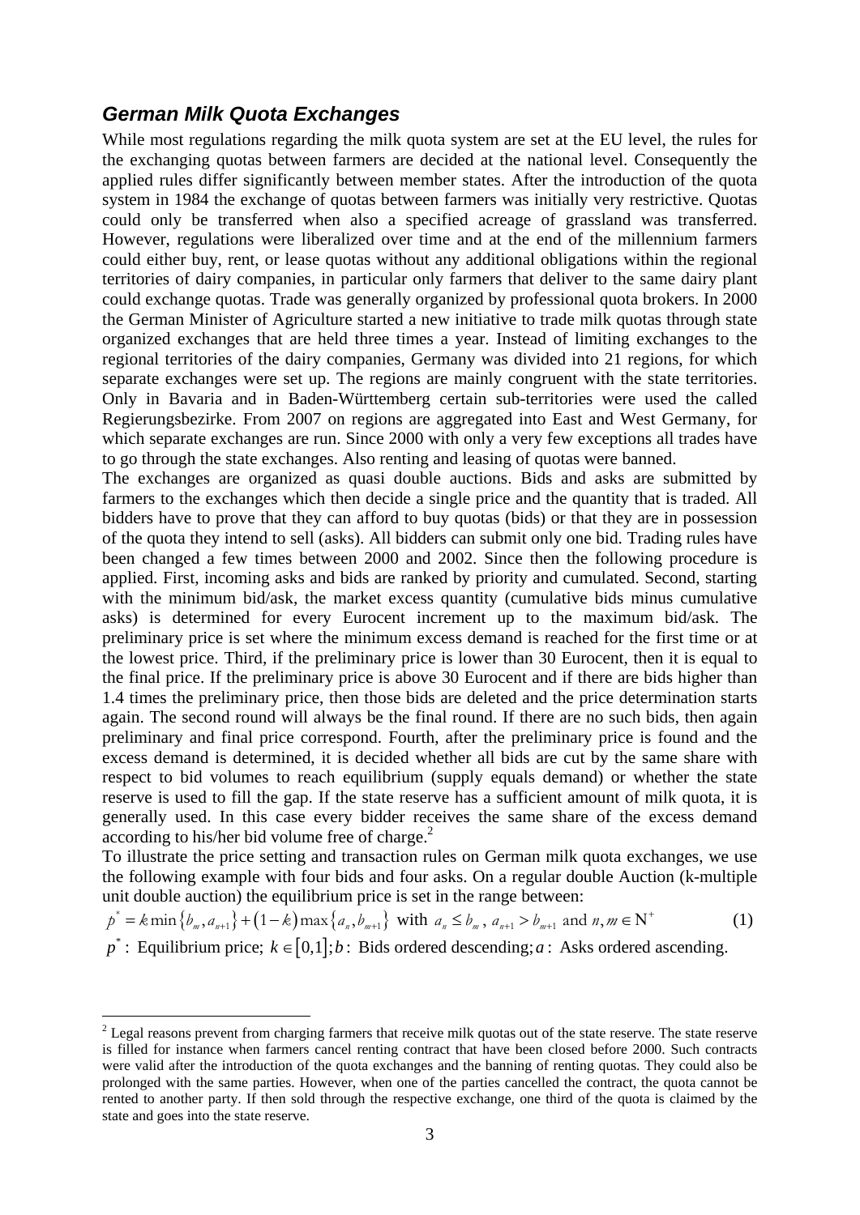### *German Milk Quota Exchanges*

While most regulations regarding the milk quota system are set at the EU level, the rules for the exchanging quotas between farmers are decided at the national level. Consequently the applied rules differ significantly between member states. After the introduction of the quota system in 1984 the exchange of quotas between farmers was initially very restrictive. Quotas could only be transferred when also a specified acreage of grassland was transferred. However, regulations were liberalized over time and at the end of the millennium farmers could either buy, rent, or lease quotas without any additional obligations within the regional territories of dairy companies, in particular only farmers that deliver to the same dairy plant could exchange quotas. Trade was generally organized by professional quota brokers. In 2000 the German Minister of Agriculture started a new initiative to trade milk quotas through state organized exchanges that are held three times a year. Instead of limiting exchanges to the regional territories of the dairy companies, Germany was divided into 21 regions, for which separate exchanges were set up. The regions are mainly congruent with the state territories. Only in Bavaria and in Baden-Württemberg certain sub-territories were used the called Regierungsbezirke. From 2007 on regions are aggregated into East and West Germany, for which separate exchanges are run. Since 2000 with only a very few exceptions all trades have to go through the state exchanges. Also renting and leasing of quotas were banned.

The exchanges are organized as quasi double auctions. Bids and asks are submitted by farmers to the exchanges which then decide a single price and the quantity that is traded. All bidders have to prove that they can afford to buy quotas (bids) or that they are in possession of the quota they intend to sell (asks). All bidders can submit only one bid. Trading rules have been changed a few times between 2000 and 2002. Since then the following procedure is applied. First, incoming asks and bids are ranked by priority and cumulated. Second, starting with the minimum bid/ask, the market excess quantity (cumulative bids minus cumulative asks) is determined for every Eurocent increment up to the maximum bid/ask. The preliminary price is set where the minimum excess demand is reached for the first time or at the lowest price. Third, if the preliminary price is lower than 30 Eurocent, then it is equal to the final price. If the preliminary price is above 30 Eurocent and if there are bids higher than 1.4 times the preliminary price, then those bids are deleted and the price determination starts again. The second round will always be the final round. If there are no such bids, then again preliminary and final price correspond. Fourth, after the preliminary price is found and the excess demand is determined, it is decided whether all bids are cut by the same share with respect to bid volumes to reach equilibrium (supply equals demand) or whether the state reserve is used to fill the gap. If the state reserve has a sufficient amount of milk quota, it is generally used. In this case every bidder receives the same share of the excess demand according to his/her bid volume free of charge.[2]

To illustrate the price setting and transaction rules on German milk quota exchanges, we use the following example with four bids and four asks. On a regular double Auction (k-multiple unit double auction) the equilibrium price is set in the range between:

$$p^* = k\min\{b_m, a_{n+1}\} + (1-k)\max\{a_n, b_{m+1}\} \text{ with } a_n \le b_m,\ a_{n+1} > b_{m+1} \text{ and } n, m \in \mathrm{N}^+ \qquad (1)$$

$p^*$: Equilibrium price; $k \in [0,1]$; $b$: Bids ordered descending; $a$: Asks ordered ascending.

---

[2] Legal reasons prevent from charging farmers that receive milk quotas out of the state reserve. The state reserve is filled for instance when farmers cancel renting contract that have been closed before 2000. Such contracts were valid after the introduction of the quota exchanges and the banning of renting quotas. They could also be prolonged with the same parties. However, when one of the parties cancelled the contract, the quota cannot be rented to another party. If then sold through the respective exchange, one third of the quota is claimed by the state and goes into the state reserve.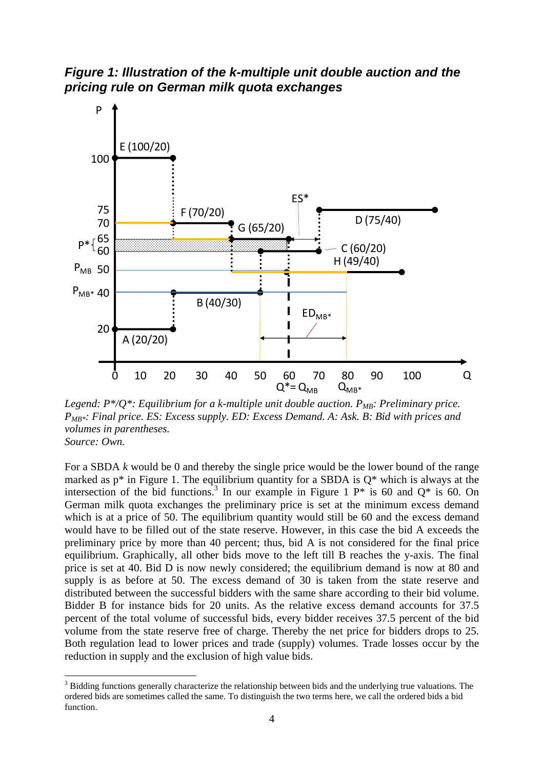***Figure 1: Illustration of the k-multiple unit double auction and the pricing rule on German milk quota exchanges***

*Legend: P\*/Q\*: Equilibrium for a k-multiple unit double auction. $P_{MB}$: Preliminary price. $P_{MB*}$: Final price. ES: Excess supply. ED: Excess Demand. A: Ask. B: Bid with prices and volumes in parentheses.*
*Source: Own.*

For a SBDA *k* would be 0 and thereby the single price would be the lower bound of the range marked as p\* in Figure 1. The equilibrium quantity for a SBDA is Q\* which is always at the intersection of the bid functions.[3] In our example in Figure 1 P\* is 60 and Q\* is 60. On German milk quota exchanges the preliminary price is set at the minimum excess demand which is at a price of 50. The equilibrium quantity would still be 60 and the excess demand would have to be filled out of the state reserve. However, in this case the bid A exceeds the preliminary price by more than 40 percent; thus, bid A is not considered for the final price equilibrium. Graphically, all other bids move to the left till B reaches the y-axis. The final price is set at 40. Bid D is now newly considered; the equilibrium demand is now at 80 and supply is as before at 50. The excess demand of 30 is taken from the state reserve and distributed between the successful bidders with the same share according to their bid volume. Bidder B for instance bids for 20 units. As the relative excess demand accounts for 37.5 percent of the total volume of successful bids, every bidder receives 37.5 percent of the bid volume from the state reserve free of charge. Thereby the net price for bidders drops to 25. Both regulation lead to lower prices and trade (supply) volumes. Trade losses occur by the reduction in supply and the exclusion of high value bids.

---

[3] Bidding functions generally characterize the relationship between bids and the underlying true valuations. The ordered bids are sometimes called the same. To distinguish the two terms here, we call the ordered bids a bid function.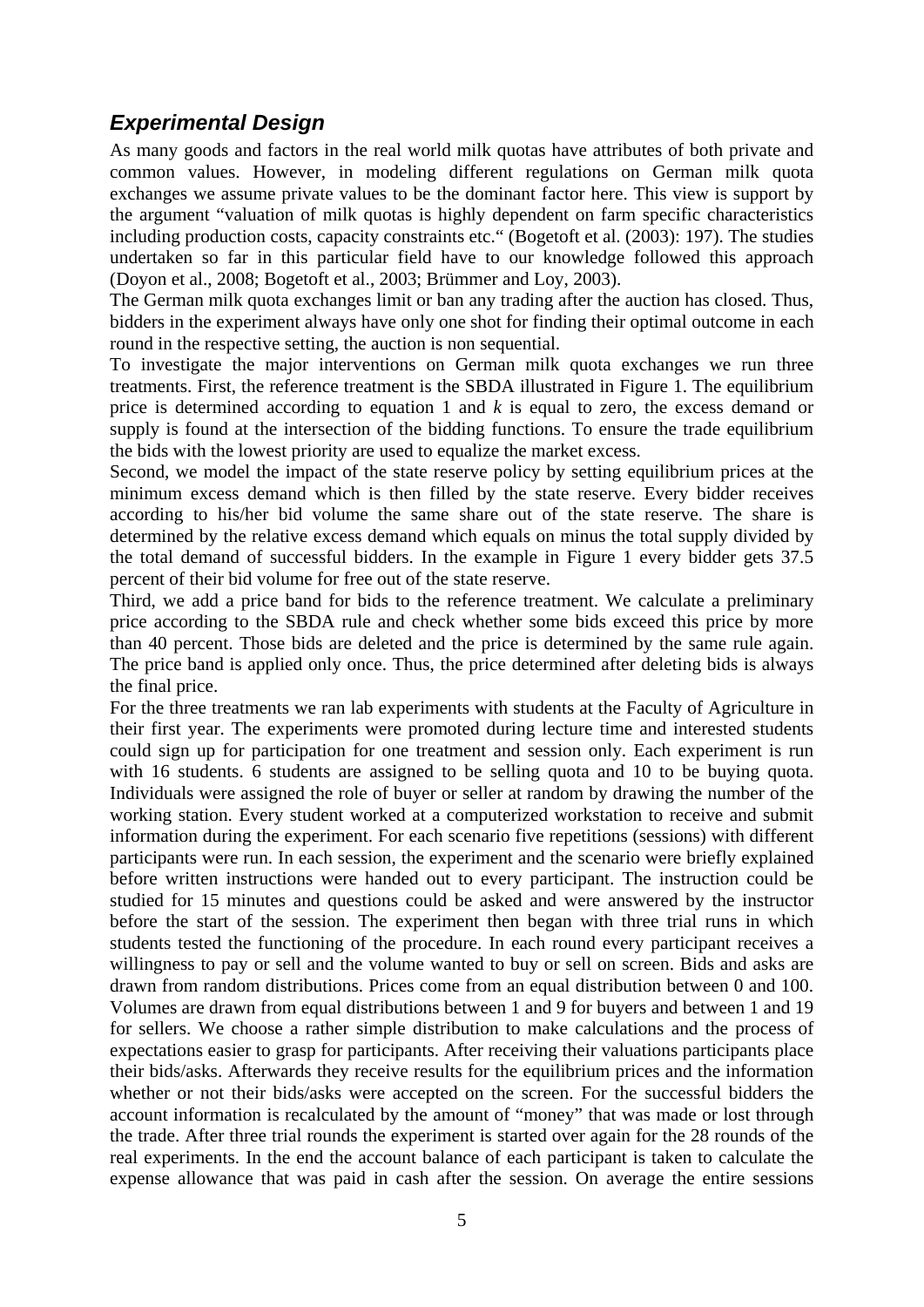## *Experimental Design*

As many goods and factors in the real world milk quotas have attributes of both private and common values. However, in modeling different regulations on German milk quota exchanges we assume private values to be the dominant factor here. This view is support by the argument "valuation of milk quotas is highly dependent on farm specific characteristics including production costs, capacity constraints etc." (Bogetoft et al. (2003): 197). The studies undertaken so far in this particular field have to our knowledge followed this approach (Doyon et al., 2008; Bogetoft et al., 2003; Brümmer and Loy, 2003).

The German milk quota exchanges limit or ban any trading after the auction has closed. Thus, bidders in the experiment always have only one shot for finding their optimal outcome in each round in the respective setting, the auction is non sequential.

To investigate the major interventions on German milk quota exchanges we run three treatments. First, the reference treatment is the SBDA illustrated in Figure 1. The equilibrium price is determined according to equation 1 and $k$ is equal to zero, the excess demand or supply is found at the intersection of the bidding functions. To ensure the trade equilibrium the bids with the lowest priority are used to equalize the market excess.

Second, we model the impact of the state reserve policy by setting equilibrium prices at the minimum excess demand which is then filled by the state reserve. Every bidder receives according to his/her bid volume the same share out of the state reserve. The share is determined by the relative excess demand which equals on minus the total supply divided by the total demand of successful bidders. In the example in Figure 1 every bidder gets 37.5 percent of their bid volume for free out of the state reserve.

Third, we add a price band for bids to the reference treatment. We calculate a preliminary price according to the SBDA rule and check whether some bids exceed this price by more than 40 percent. Those bids are deleted and the price is determined by the same rule again. The price band is applied only once. Thus, the price determined after deleting bids is always the final price.

For the three treatments we ran lab experiments with students at the Faculty of Agriculture in their first year. The experiments were promoted during lecture time and interested students could sign up for participation for one treatment and session only. Each experiment is run with 16 students. 6 students are assigned to be selling quota and 10 to be buying quota. Individuals were assigned the role of buyer or seller at random by drawing the number of the working station. Every student worked at a computerized workstation to receive and submit information during the experiment. For each scenario five repetitions (sessions) with different participants were run. In each session, the experiment and the scenario were briefly explained before written instructions were handed out to every participant. The instruction could be studied for 15 minutes and questions could be asked and were answered by the instructor before the start of the session. The experiment then began with three trial runs in which students tested the functioning of the procedure. In each round every participant receives a willingness to pay or sell and the volume wanted to buy or sell on screen. Bids and asks are drawn from random distributions. Prices come from an equal distribution between 0 and 100. Volumes are drawn from equal distributions between 1 and 9 for buyers and between 1 and 19 for sellers. We choose a rather simple distribution to make calculations and the process of expectations easier to grasp for participants. After receiving their valuations participants place their bids/asks. Afterwards they receive results for the equilibrium prices and the information whether or not their bids/asks were accepted on the screen. For the successful bidders the account information is recalculated by the amount of "money" that was made or lost through the trade. After three trial rounds the experiment is started over again for the 28 rounds of the real experiments. In the end the account balance of each participant is taken to calculate the expense allowance that was paid in cash after the session. On average the entire sessions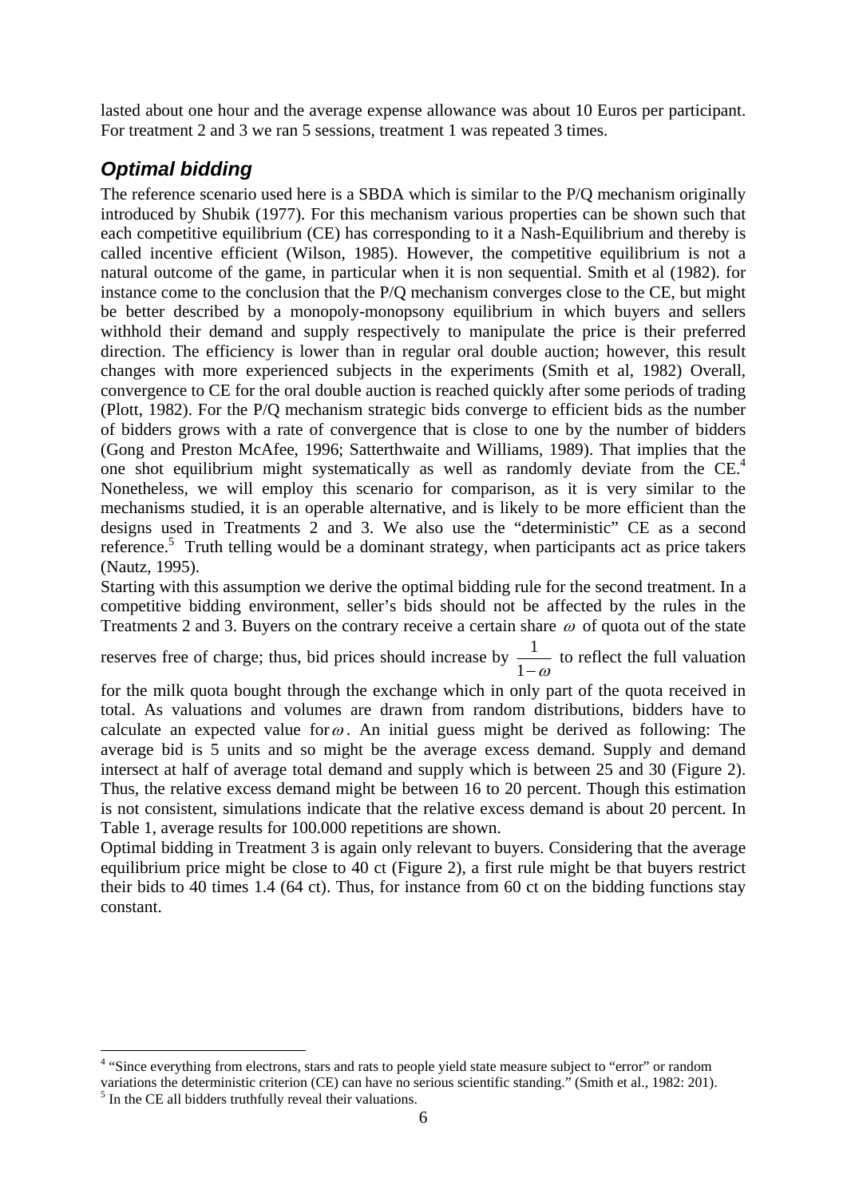lasted about one hour and the average expense allowance was about 10 Euros per participant. For treatment 2 and 3 we ran 5 sessions, treatment 1 was repeated 3 times.

## *Optimal bidding*

The reference scenario used here is a SBDA which is similar to the P/Q mechanism originally introduced by Shubik (1977). For this mechanism various properties can be shown such that each competitive equilibrium (CE) has corresponding to it a Nash-Equilibrium and thereby is called incentive efficient (Wilson, 1985). However, the competitive equilibrium is not a natural outcome of the game, in particular when it is non sequential. Smith et al (1982). for instance come to the conclusion that the P/Q mechanism converges close to the CE, but might be better described by a monopoly-monopsony equilibrium in which buyers and sellers withhold their demand and supply respectively to manipulate the price is their preferred direction. The efficiency is lower than in regular oral double auction; however, this result changes with more experienced subjects in the experiments (Smith et al, 1982) Overall, convergence to CE for the oral double auction is reached quickly after some periods of trading (Plott, 1982). For the P/Q mechanism strategic bids converge to efficient bids as the number of bidders grows with a rate of convergence that is close to one by the number of bidders (Gong and Preston McAfee, 1996; Satterthwaite and Williams, 1989). That implies that the one shot equilibrium might systematically as well as randomly deviate from the CE.[4] Nonetheless, we will employ this scenario for comparison, as it is very similar to the mechanisms studied, it is an operable alternative, and is likely to be more efficient than the designs used in Treatments 2 and 3. We also use the "deterministic" CE as a second reference.[5] Truth telling would be a dominant strategy, when participants act as price takers (Nautz, 1995).

Starting with this assumption we derive the optimal bidding rule for the second treatment. In a competitive bidding environment, seller's bids should not be affected by the rules in the Treatments 2 and 3. Buyers on the contrary receive a certain share $\omega$ of quota out of the state reserves free of charge; thus, bid prices should increase by $\frac{1}{1-\omega}$ to reflect the full valuation for the milk quota bought through the exchange which in only part of the quota received in total. As valuations and volumes are drawn from random distributions, bidders have to calculate an expected value for $\omega$. An initial guess might be derived as following: The average bid is 5 units and so might be the average excess demand. Supply and demand intersect at half of average total demand and supply which is between 25 and 30 (Figure 2). Thus, the relative excess demand might be between 16 to 20 percent. Though this estimation is not consistent, simulations indicate that the relative excess demand is about 20 percent. In Table 1, average results for 100.000 repetitions are shown.

Optimal bidding in Treatment 3 is again only relevant to buyers. Considering that the average equilibrium price might be close to 40 ct (Figure 2), a first rule might be that buyers restrict their bids to 40 times 1.4 (64 ct). Thus, for instance from 60 ct on the bidding functions stay constant.

---

[4] "Since everything from electrons, stars and rats to people yield state measure subject to "error" or random variations the deterministic criterion (CE) can have no serious scientific standing." (Smith et al., 1982: 201).

[5] In the CE all bidders truthfully reveal their valuations.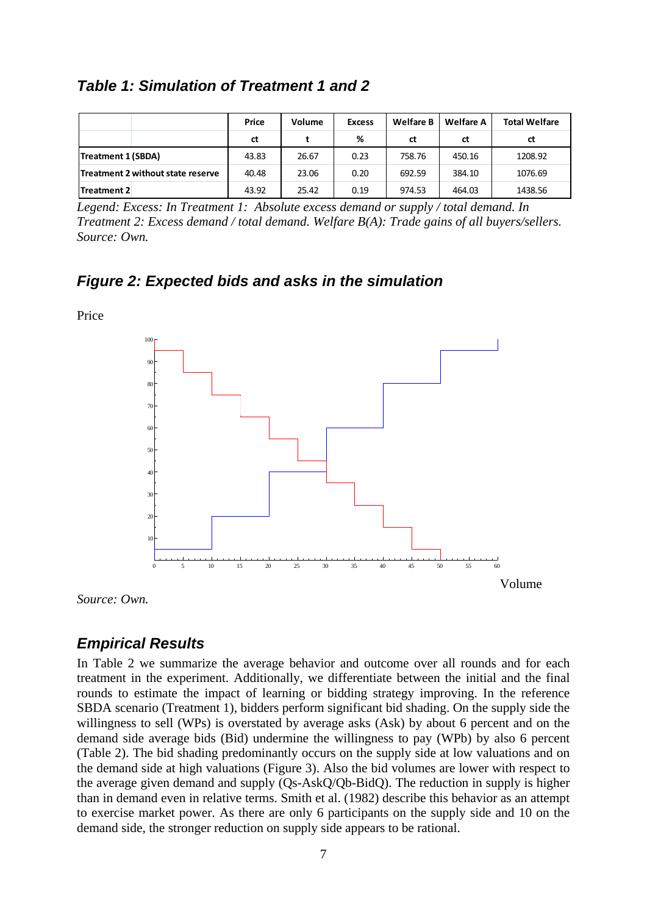### *Table 1: Simulation of Treatment 1 and 2*

| | Price | Volume | Excess | Welfare B | Welfare A | Total Welfare |
|---|---|---|---|---|---|---|
| | ct | t | % | ct | ct | ct |
| **Treatment 1 (SBDA)** | 43.83 | 26.67 | 0.23 | 758.76 | 450.16 | 1208.92 |
| **Treatment 2 without state reserve** | 40.48 | 23.06 | 0.20 | 692.59 | 384.10 | 1076.69 |
| **Treatment 2** | 43.92 | 25.42 | 0.19 | 974.53 | 464.03 | 1438.56 |

*Legend: Excess: In Treatment 1: Absolute excess demand or supply / total demand. In Treatment 2: Excess demand / total demand. Welfare B(A): Trade gains of all buyers/sellers. Source: Own.*

### *Figure 2: Expected bids and asks in the simulation*

*Source: Own.*

### *Empirical Results*

In Table 2 we summarize the average behavior and outcome over all rounds and for each treatment in the experiment. Additionally, we differentiate between the initial and the final rounds to estimate the impact of learning or bidding strategy improving. In the reference SBDA scenario (Treatment 1), bidders perform significant bid shading. On the supply side the willingness to sell (WPs) is overstated by average asks (Ask) by about 6 percent and on the demand side average bids (Bid) undermine the willingness to pay (WPb) by also 6 percent (Table 2). The bid shading predominantly occurs on the supply side at low valuations and on the demand side at high valuations (Figure 3). Also the bid volumes are lower with respect to the average given demand and supply (Qs-AskQ/Qb-BidQ). The reduction in supply is higher than in demand even in relative terms. Smith et al. (1982) describe this behavior as an attempt to exercise market power. As there are only 6 participants on the supply side and 10 on the demand side, the stronger reduction on supply side appears to be rational.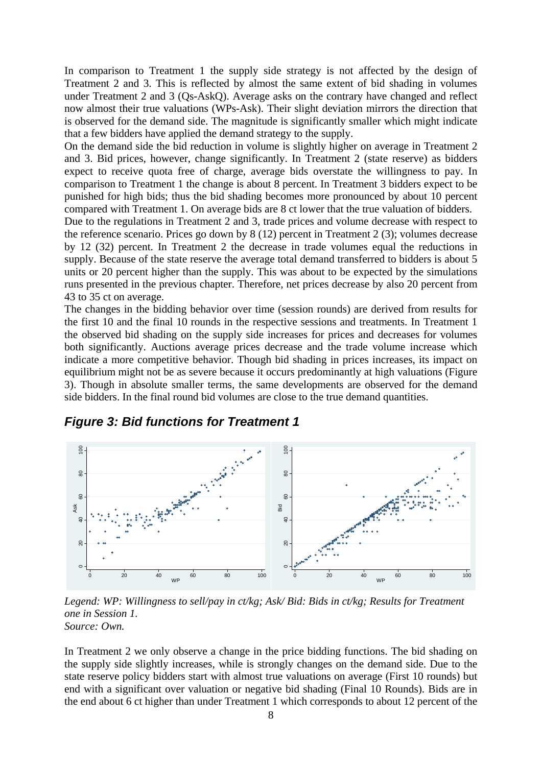In comparison to Treatment 1 the supply side strategy is not affected by the design of Treatment 2 and 3. This is reflected by almost the same extent of bid shading in volumes under Treatment 2 and 3 (Qs-AskQ). Average asks on the contrary have changed and reflect now almost their true valuations (WPs-Ask). Their slight deviation mirrors the direction that is observed for the demand side. The magnitude is significantly smaller which might indicate that a few bidders have applied the demand strategy to the supply.

On the demand side the bid reduction in volume is slightly higher on average in Treatment 2 and 3. Bid prices, however, change significantly. In Treatment 2 (state reserve) as bidders expect to receive quota free of charge, average bids overstate the willingness to pay. In comparison to Treatment 1 the change is about 8 percent. In Treatment 3 bidders expect to be punished for high bids; thus the bid shading becomes more pronounced by about 10 percent compared with Treatment 1. On average bids are 8 ct lower that the true valuation of bidders.

Due to the regulations in Treatment 2 and 3, trade prices and volume decrease with respect to the reference scenario. Prices go down by 8 (12) percent in Treatment 2 (3); volumes decrease by 12 (32) percent. In Treatment 2 the decrease in trade volumes equal the reductions in supply. Because of the state reserve the average total demand transferred to bidders is about 5 units or 20 percent higher than the supply. This was about to be expected by the simulations runs presented in the previous chapter. Therefore, net prices decrease by also 20 percent from 43 to 35 ct on average.

The changes in the bidding behavior over time (session rounds) are derived from results for the first 10 and the final 10 rounds in the respective sessions and treatments. In Treatment 1 the observed bid shading on the supply side increases for prices and decreases for volumes both significantly. Auctions average prices decrease and the trade volume increase which indicate a more competitive behavior. Though bid shading in prices increases, its impact on equilibrium might not be as severe because it occurs predominantly at high valuations (Figure 3). Though in absolute smaller terms, the same developments are observed for the demand side bidders. In the final round bid volumes are close to the true demand quantities.

### *Figure 3: Bid functions for Treatment 1*

*Legend: WP: Willingness to sell/pay in ct/kg; Ask/ Bid: Bids in ct/kg; Results for Treatment one in Session 1.*
*Source: Own.*

In Treatment 2 we only observe a change in the price bidding functions. The bid shading on the supply side slightly increases, while is strongly changes on the demand side. Due to the state reserve policy bidders start with almost true valuations on average (First 10 rounds) but end with a significant over valuation or negative bid shading (Final 10 Rounds). Bids are in the end about 6 ct higher than under Treatment 1 which corresponds to about 12 percent of the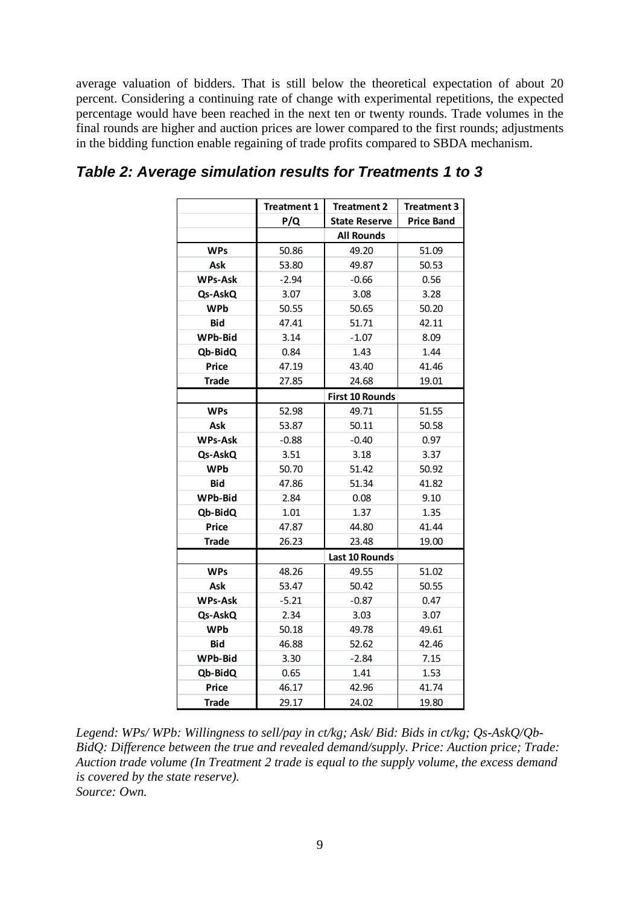average valuation of bidders. That is still below the theoretical expectation of about 20 percent. Considering a continuing rate of change with experimental repetitions, the expected percentage would have been reached in the next ten or twenty rounds. Trade volumes in the final rounds are higher and auction prices are lower compared to the first rounds; adjustments in the bidding function enable regaining of trade profits compared to SBDA mechanism.

## *Table 2: Average simulation results for Treatments 1 to 3*

| | Treatment 1 | Treatment 2 | Treatment 3 |
|---|---|---|---|
| | P/Q | State Reserve | Price Band |
| | | **All Rounds** | |
| WPs | 50.86 | 49.20 | 51.09 |
| Ask | 53.80 | 49.87 | 50.53 |
| WPs-Ask | -2.94 | -0.66 | 0.56 |
| Qs-AskQ | 3.07 | 3.08 | 3.28 |
| WPb | 50.55 | 50.65 | 50.20 |
| Bid | 47.41 | 51.71 | 42.11 |
| WPb-Bid | 3.14 | -1.07 | 8.09 |
| Qb-BidQ | 0.84 | 1.43 | 1.44 |
| Price | 47.19 | 43.40 | 41.46 |
| Trade | 27.85 | 24.68 | 19.01 |
| | | **First 10 Rounds** | |
| WPs | 52.98 | 49.71 | 51.55 |
| Ask | 53.87 | 50.11 | 50.58 |
| WPs-Ask | -0.88 | -0.40 | 0.97 |
| Qs-AskQ | 3.51 | 3.18 | 3.37 |
| WPb | 50.70 | 51.42 | 50.92 |
| Bid | 47.86 | 51.34 | 41.82 |
| WPb-Bid | 2.84 | 0.08 | 9.10 |
| Qb-BidQ | 1.01 | 1.37 | 1.35 |
| Price | 47.87 | 44.80 | 41.44 |
| Trade | 26.23 | 23.48 | 19.00 |
| | | **Last 10 Rounds** | |
| WPs | 48.26 | 49.55 | 51.02 |
| Ask | 53.47 | 50.42 | 50.55 |
| WPs-Ask | -5.21 | -0.87 | 0.47 |
| Qs-AskQ | 2.34 | 3.03 | 3.07 |
| WPb | 50.18 | 49.78 | 49.61 |
| Bid | 46.88 | 52.62 | 42.46 |
| WPb-Bid | 3.30 | -2.84 | 7.15 |
| Qb-BidQ | 0.65 | 1.41 | 1.53 |
| Price | 46.17 | 42.96 | 41.74 |
| Trade | 29.17 | 24.02 | 19.80 |

*Legend: WPs/ WPb: Willingness to sell/pay in ct/kg; Ask/ Bid: Bids in ct/kg; Qs-AskQ/Qb-BidQ: Difference between the true and revealed demand/supply. Price: Auction price; Trade: Auction trade volume (In Treatment 2 trade is equal to the supply volume, the excess demand is covered by the state reserve).*
*Source: Own.*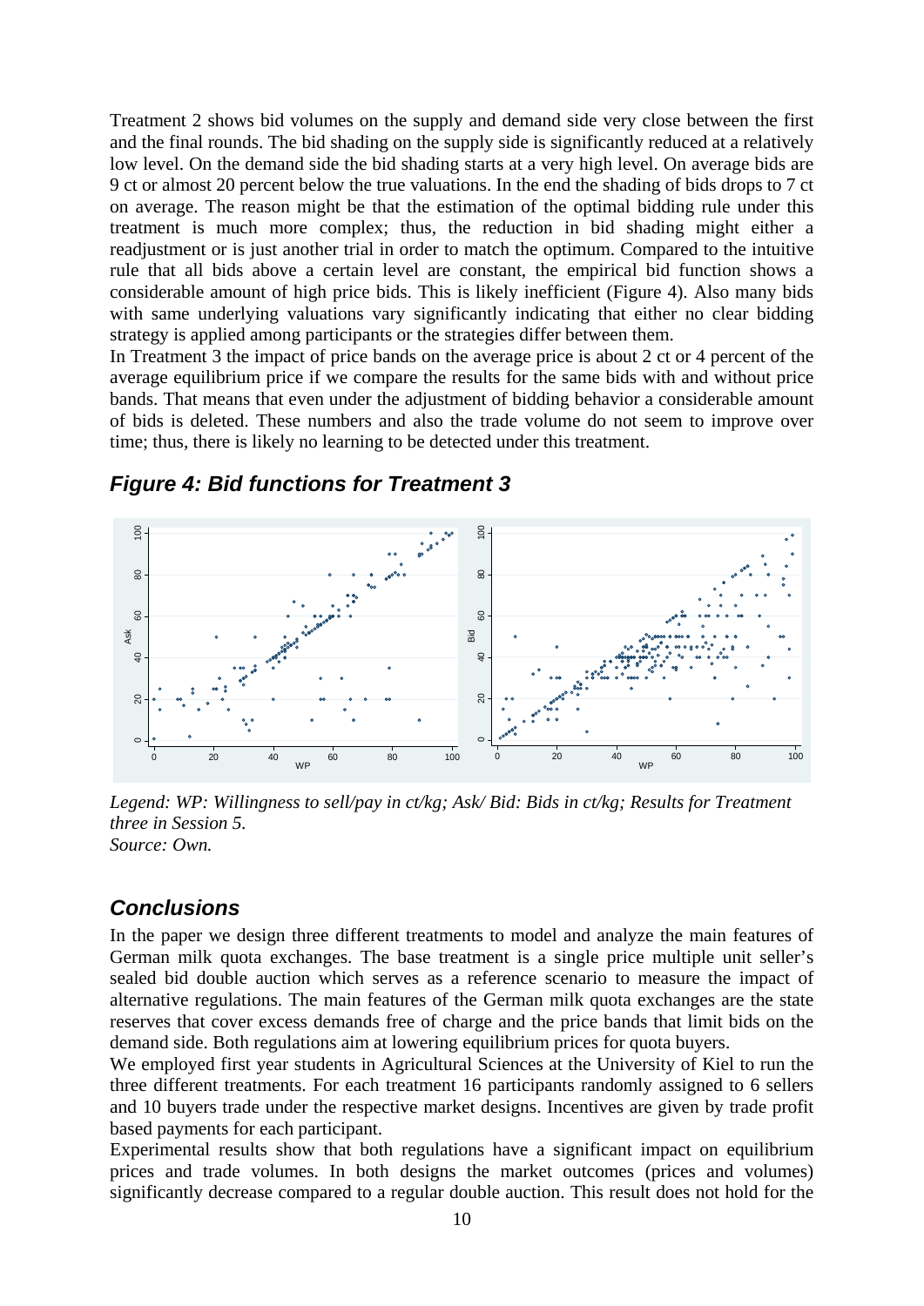Treatment 2 shows bid volumes on the supply and demand side very close between the first and the final rounds. The bid shading on the supply side is significantly reduced at a relatively low level. On the demand side the bid shading starts at a very high level. On average bids are 9 ct or almost 20 percent below the true valuations. In the end the shading of bids drops to 7 ct on average. The reason might be that the estimation of the optimal bidding rule under this treatment is much more complex; thus, the reduction in bid shading might either a readjustment or is just another trial in order to match the optimum. Compared to the intuitive rule that all bids above a certain level are constant, the empirical bid function shows a considerable amount of high price bids. This is likely inefficient (Figure 4). Also many bids with same underlying valuations vary significantly indicating that either no clear bidding strategy is applied among participants or the strategies differ between them.

In Treatment 3 the impact of price bands on the average price is about 2 ct or 4 percent of the average equilibrium price if we compare the results for the same bids with and without price bands. That means that even under the adjustment of bidding behavior a considerable amount of bids is deleted. These numbers and also the trade volume do not seem to improve over time; thus, there is likely no learning to be detected under this treatment.

### *Figure 4: Bid functions for Treatment 3*

*Legend: WP: Willingness to sell/pay in ct/kg; Ask/ Bid: Bids in ct/kg; Results for Treatment three in Session 5.*
*Source: Own.*

## *Conclusions*

In the paper we design three different treatments to model and analyze the main features of German milk quota exchanges. The base treatment is a single price multiple unit seller's sealed bid double auction which serves as a reference scenario to measure the impact of alternative regulations. The main features of the German milk quota exchanges are the state reserves that cover excess demands free of charge and the price bands that limit bids on the demand side. Both regulations aim at lowering equilibrium prices for quota buyers.

We employed first year students in Agricultural Sciences at the University of Kiel to run the three different treatments. For each treatment 16 participants randomly assigned to 6 sellers and 10 buyers trade under the respective market designs. Incentives are given by trade profit based payments for each participant.

Experimental results show that both regulations have a significant impact on equilibrium prices and trade volumes. In both designs the market outcomes (prices and volumes) significantly decrease compared to a regular double auction. This result does not hold for the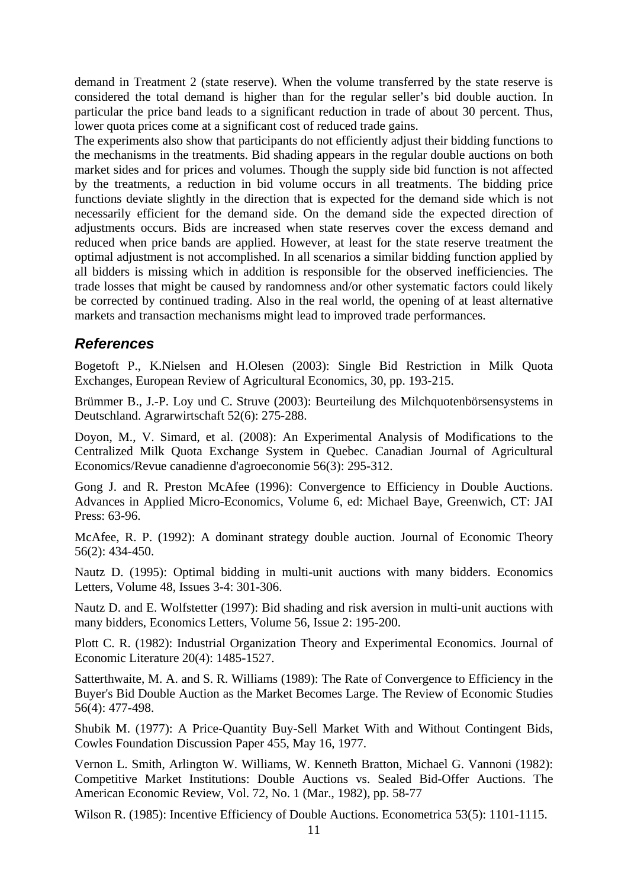demand in Treatment 2 (state reserve). When the volume transferred by the state reserve is considered the total demand is higher than for the regular seller's bid double auction. In particular the price band leads to a significant reduction in trade of about 30 percent. Thus, lower quota prices come at a significant cost of reduced trade gains.

The experiments also show that participants do not efficiently adjust their bidding functions to the mechanisms in the treatments. Bid shading appears in the regular double auctions on both market sides and for prices and volumes. Though the supply side bid function is not affected by the treatments, a reduction in bid volume occurs in all treatments. The bidding price functions deviate slightly in the direction that is expected for the demand side which is not necessarily efficient for the demand side. On the demand side the expected direction of adjustments occurs. Bids are increased when state reserves cover the excess demand and reduced when price bands are applied. However, at least for the state reserve treatment the optimal adjustment is not accomplished. In all scenarios a similar bidding function applied by all bidders is missing which in addition is responsible for the observed inefficiencies. The trade losses that might be caused by randomness and/or other systematic factors could likely be corrected by continued trading. Also in the real world, the opening of at least alternative markets and transaction mechanisms might lead to improved trade performances.

## References

Bogetoft P., K.Nielsen and H.Olesen (2003): Single Bid Restriction in Milk Quota Exchanges, European Review of Agricultural Economics, 30, pp. 193-215.

Brümmer B., J.-P. Loy und C. Struve (2003): Beurteilung des Milchquotenbörsensystems in Deutschland. Agrarwirtschaft 52(6): 275-288.

Doyon, M., V. Simard, et al. (2008): An Experimental Analysis of Modifications to the Centralized Milk Quota Exchange System in Quebec. Canadian Journal of Agricultural Economics/Revue canadienne d'agroeconomie 56(3): 295-312.

Gong J. and R. Preston McAfee (1996): Convergence to Efficiency in Double Auctions. Advances in Applied Micro-Economics, Volume 6, ed: Michael Baye, Greenwich, CT: JAI Press: 63-96.

McAfee, R. P. (1992): A dominant strategy double auction. Journal of Economic Theory 56(2): 434-450.

Nautz D. (1995): Optimal bidding in multi-unit auctions with many bidders. Economics Letters, Volume 48, Issues 3-4: 301-306.

Nautz D. and E. Wolfstetter (1997): Bid shading and risk aversion in multi-unit auctions with many bidders, Economics Letters, Volume 56, Issue 2: 195-200.

Plott C. R. (1982): Industrial Organization Theory and Experimental Economics. Journal of Economic Literature 20(4): 1485-1527.

Satterthwaite, M. A. and S. R. Williams (1989): The Rate of Convergence to Efficiency in the Buyer's Bid Double Auction as the Market Becomes Large. The Review of Economic Studies 56(4): 477-498.

Shubik M. (1977): A Price-Quantity Buy-Sell Market With and Without Contingent Bids, Cowles Foundation Discussion Paper 455, May 16, 1977.

Vernon L. Smith, Arlington W. Williams, W. Kenneth Bratton, Michael G. Vannoni (1982): Competitive Market Institutions: Double Auctions vs. Sealed Bid-Offer Auctions. The American Economic Review, Vol. 72, No. 1 (Mar., 1982), pp. 58-77

Wilson R. (1985): Incentive Efficiency of Double Auctions. Econometrica 53(5): 1101-1115.